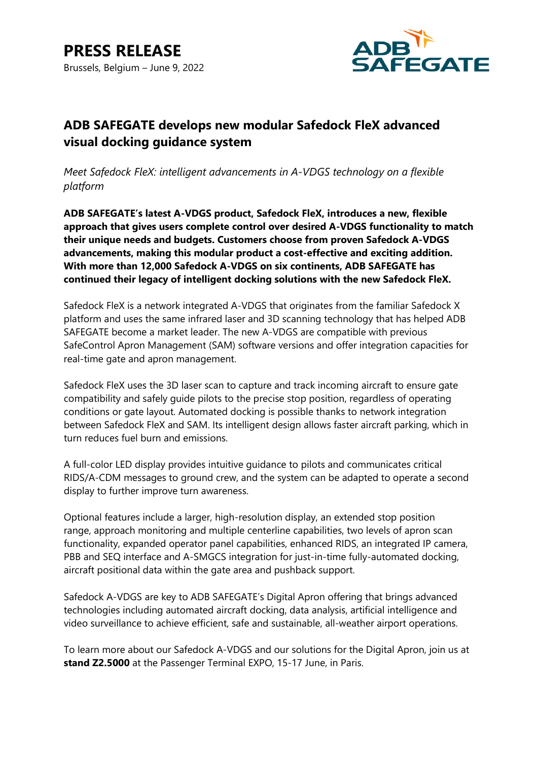# PRESS RELEASE

Brussels, Belgium – June 9, 2022

ADB SAFEGATE

## ADB SAFEGATE develops new modular Safedock FleX advanced visual docking guidance system

*Meet Safedock FleX: intelligent advancements in A-VDGS technology on a flexible platform*

**ADB SAFEGATE's latest A-VDGS product, Safedock FleX, introduces a new, flexible approach that gives users complete control over desired A-VDGS functionality to match their unique needs and budgets. Customers choose from proven Safedock A-VDGS advancements, making this modular product a cost-effective and exciting addition. With more than 12,000 Safedock A-VDGS on six continents, ADB SAFEGATE has continued their legacy of intelligent docking solutions with the new Safedock FleX.**

Safedock FleX is a network integrated A-VDGS that originates from the familiar Safedock X platform and uses the same infrared laser and 3D scanning technology that has helped ADB SAFEGATE become a market leader. The new A-VDGS are compatible with previous SafeControl Apron Management (SAM) software versions and offer integration capacities for real-time gate and apron management.

Safedock FleX uses the 3D laser scan to capture and track incoming aircraft to ensure gate compatibility and safely guide pilots to the precise stop position, regardless of operating conditions or gate layout. Automated docking is possible thanks to network integration between Safedock FleX and SAM. Its intelligent design allows faster aircraft parking, which in turn reduces fuel burn and emissions.

A full-color LED display provides intuitive guidance to pilots and communicates critical RIDS/A-CDM messages to ground crew, and the system can be adapted to operate a second display to further improve turn awareness.

Optional features include a larger, high-resolution display, an extended stop position range, approach monitoring and multiple centerline capabilities, two levels of apron scan functionality, expanded operator panel capabilities, enhanced RIDS, an integrated IP camera, PBB and SEQ interface and A-SMGCS integration for just-in-time fully-automated docking, aircraft positional data within the gate area and pushback support.

Safedock A-VDGS are key to ADB SAFEGATE's Digital Apron offering that brings advanced technologies including automated aircraft docking, data analysis, artificial intelligence and video surveillance to achieve efficient, safe and sustainable, all-weather airport operations.

To learn more about our Safedock A-VDGS and our solutions for the Digital Apron, join us at **stand Z2.5000** at the Passenger Terminal EXPO, 15-17 June, in Paris.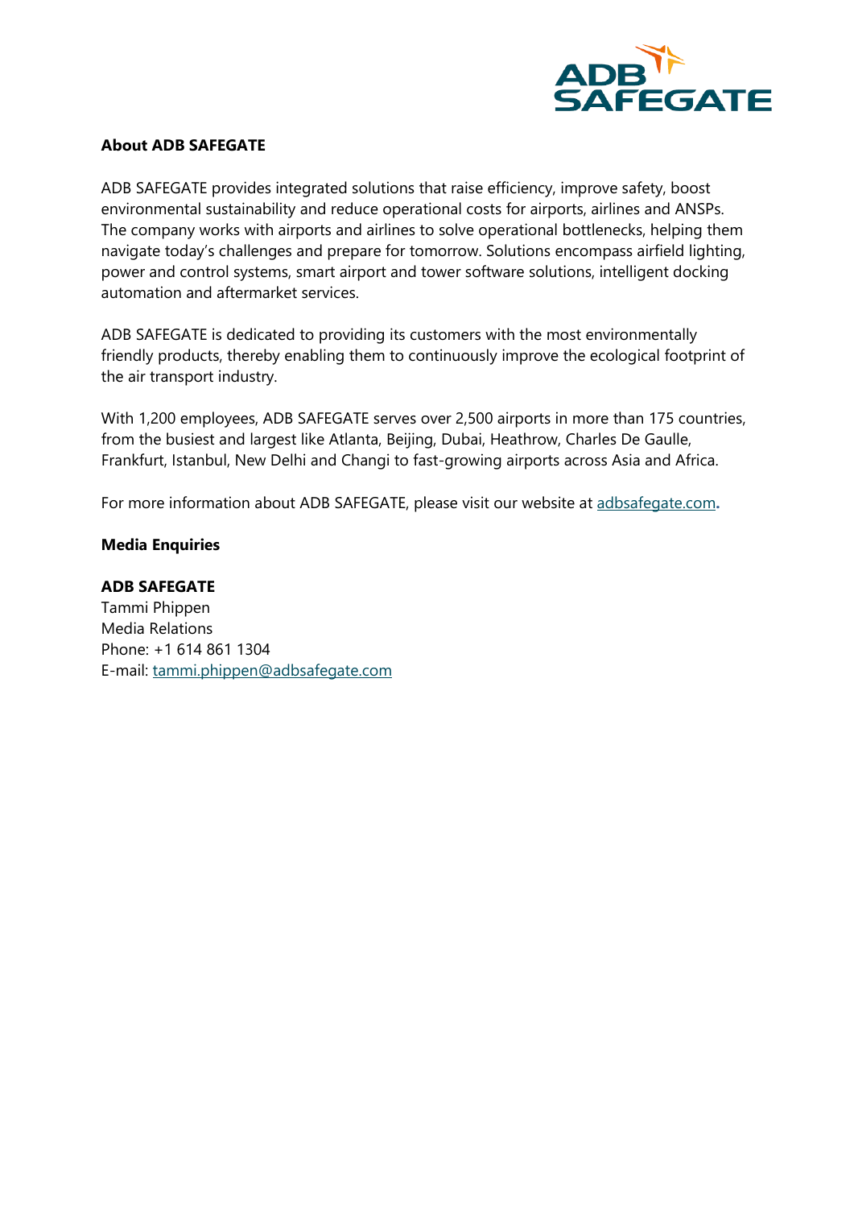**About ADB SAFEGATE**

ADB SAFEGATE provides integrated solutions that raise efficiency, improve safety, boost environmental sustainability and reduce operational costs for airports, airlines and ANSPs. The company works with airports and airlines to solve operational bottlenecks, helping them navigate today's challenges and prepare for tomorrow. Solutions encompass airfield lighting, power and control systems, smart airport and tower software solutions, intelligent docking automation and aftermarket services.

ADB SAFEGATE is dedicated to providing its customers with the most environmentally friendly products, thereby enabling them to continuously improve the ecological footprint of the air transport industry.

With 1,200 employees, ADB SAFEGATE serves over 2,500 airports in more than 175 countries, from the busiest and largest like Atlanta, Beijing, Dubai, Heathrow, Charles De Gaulle, Frankfurt, Istanbul, New Delhi and Changi to fast-growing airports across Asia and Africa.

For more information about ADB SAFEGATE, please visit our website at adbsafegate.com.

**Media Enquiries**

**ADB SAFEGATE**
Tammi Phippen
Media Relations
Phone: +1 614 861 1304
E-mail: tammi.phippen@adbsafegate.com